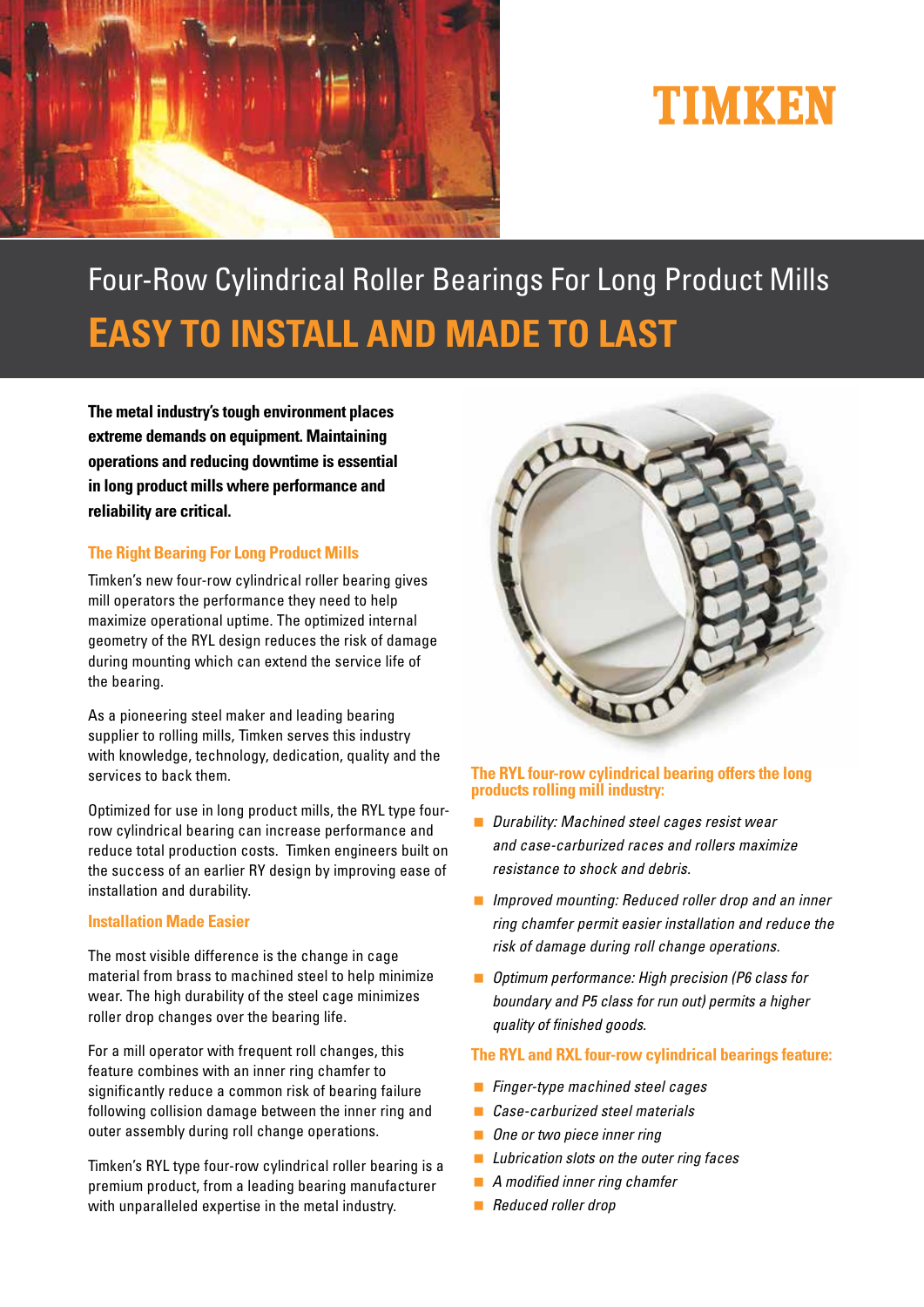TIMKEN

# Four-Row Cylindrical Roller Bearings For Long Product Mills

# EASY TO INSTALL AND MADE TO LAST

**The metal industry's tough environment places extreme demands on equipment. Maintaining operations and reducing downtime is essential in long product mills where performance and reliability are critical.**

## The Right Bearing For Long Product Mills

Timken's new four-row cylindrical roller bearing gives mill operators the performance they need to help maximize operational uptime. The optimized internal geometry of the RYL design reduces the risk of damage during mounting which can extend the service life of the bearing.

As a pioneering steel maker and leading bearing supplier to rolling mills, Timken serves this industry with knowledge, technology, dedication, quality and the services to back them.

Optimized for use in long product mills, the RYL type four-row cylindrical bearing can increase performance and reduce total production costs. Timken engineers built on the success of an earlier RY design by improving ease of installation and durability.

## Installation Made Easier

The most visible difference is the change in cage material from brass to machined steel to help minimize wear. The high durability of the steel cage minimizes roller drop changes over the bearing life.

For a mill operator with frequent roll changes, this feature combines with an inner ring chamfer to significantly reduce a common risk of bearing failure following collision damage between the inner ring and outer assembly during roll change operations.

Timken's RYL type four-row cylindrical roller bearing is a premium product, from a leading bearing manufacturer with unparalleled expertise in the metal industry.

## The RYL four-row cylindrical bearing offers the long products rolling mill industry:

- *Durability: Machined steel cages resist wear and case-carburized races and rollers maximize resistance to shock and debris.*
- *Improved mounting: Reduced roller drop and an inner ring chamfer permit easier installation and reduce the risk of damage during roll change operations.*
- *Optimum performance: High precision (P6 class for boundary and P5 class for run out) permits a higher quality of finished goods.*

## The RYL and RXL four-row cylindrical bearings feature:

- *Finger-type machined steel cages*
- *Case-carburized steel materials*
- *One or two piece inner ring*
- *Lubrication slots on the outer ring faces*
- *A modified inner ring chamfer*
- *Reduced roller drop*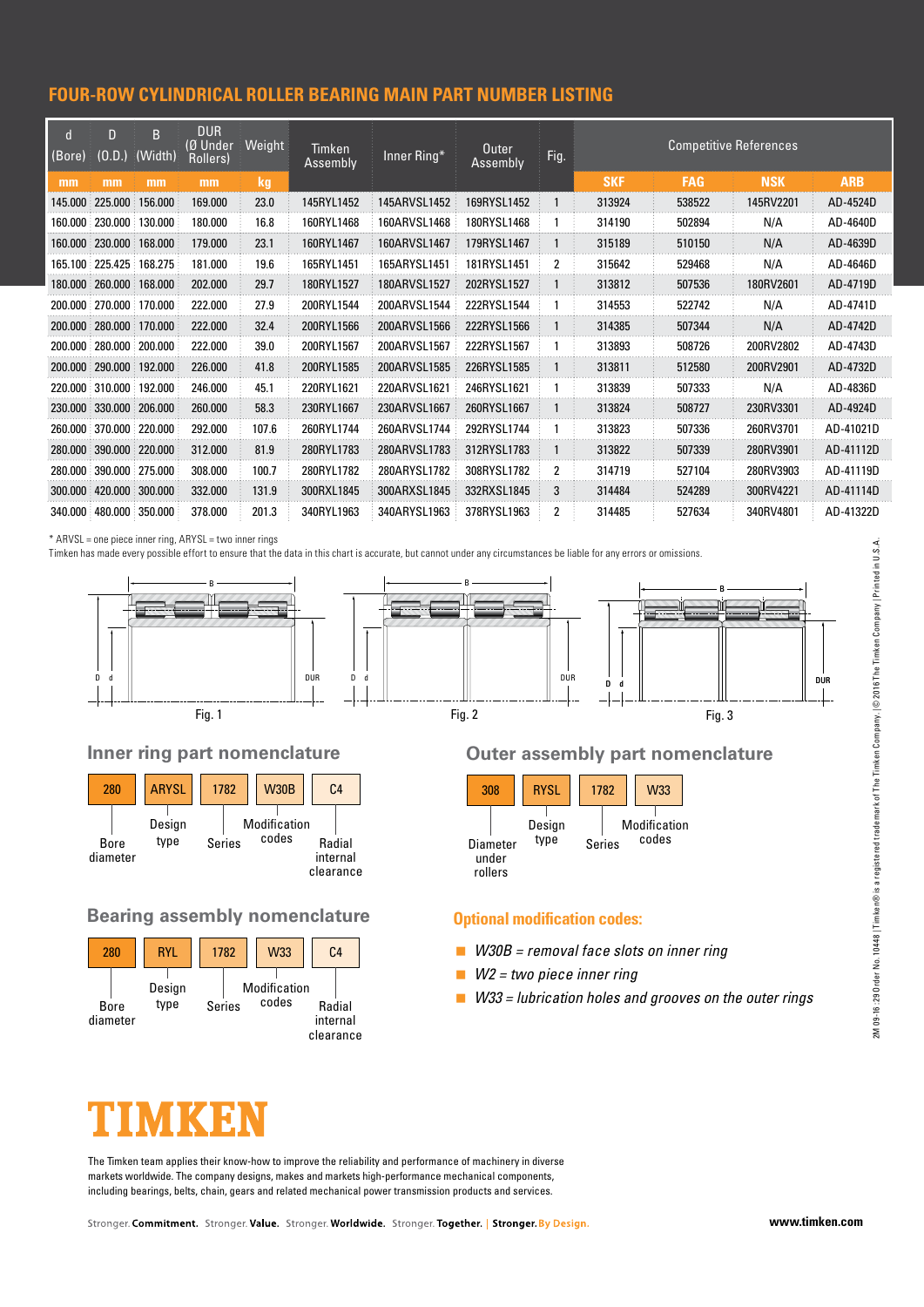# FOUR-ROW CYLINDRICAL ROLLER BEARING MAIN PART NUMBER LISTING

| d (Bore) | D (O.D.) | B (Width) | DUR (Ø Under Rollers) | Weight | Timken Assembly | Inner Ring* | Outer Assembly | Fig. | Competitive References | | | |
|---|---|---|---|---|---|---|---|---|---|---|---|---|
| mm | mm | mm | mm | kg | | | | | SKF | FAG | NSK | ARB |
| 145.000 | 225.000 | 156.000 | 169.000 | 23.0 | 145RYL1452 | 145ARVSL1452 | 169RYSL1452 | 1 | 313924 | 538522 | 145RV2201 | AD-4524D |
| 160.000 | 230.000 | 130.000 | 180.000 | 16.8 | 160RYL1468 | 160ARVSL1468 | 180RYSL1468 | 1 | 314190 | 502894 | N/A | AD-4640D |
| 160.000 | 230.000 | 168.000 | 179.000 | 23.1 | 160RYL1467 | 160ARVSL1467 | 179RYSL1467 | 1 | 315189 | 510150 | N/A | AD-4639D |
| 165.100 | 225.425 | 168.275 | 181.000 | 19.6 | 165RYL1451 | 165ARYSL1451 | 181RYSL1451 | 2 | 315642 | 529468 | N/A | AD-4646D |
| 180.000 | 260.000 | 168.000 | 202.000 | 29.7 | 180RYL1527 | 180ARVSL1527 | 202RYSL1527 | 1 | 313812 | 507536 | 180RV2601 | AD-4719D |
| 200.000 | 270.000 | 170.000 | 222.000 | 27.9 | 200RYL1544 | 200ARVSL1544 | 222RYSL1544 | 1 | 314553 | 522742 | N/A | AD-4741D |
| 200.000 | 280.000 | 170.000 | 222.000 | 32.4 | 200RYL1566 | 200ARVSL1566 | 222RYSL1566 | 1 | 314385 | 507344 | N/A | AD-4742D |
| 200.000 | 280.000 | 200.000 | 222.000 | 39.0 | 200RYL1567 | 200ARVSL1567 | 222RYSL1567 | 1 | 313893 | 508726 | 200RV2802 | AD-4743D |
| 200.000 | 290.000 | 192.000 | 226.000 | 41.8 | 200RYL1585 | 200ARVSL1585 | 226RYSL1585 | 1 | 313811 | 512580 | 200RV2901 | AD-4732D |
| 220.000 | 310.000 | 192.000 | 246.000 | 45.1 | 220RYL1621 | 220ARVSL1621 | 246RYSL1621 | 1 | 313839 | 507333 | N/A | AD-4836D |
| 230.000 | 330.000 | 206.000 | 260.000 | 58.3 | 230RYL1667 | 230ARVSL1667 | 260RYSL1667 | 1 | 313824 | 508727 | 230RV3301 | AD-4924D |
| 260.000 | 370.000 | 220.000 | 292.000 | 107.6 | 260RYL1744 | 260ARVSL1744 | 292RYSL1744 | 1 | 313823 | 507336 | 260RV3701 | AD-41021D |
| 280.000 | 390.000 | 220.000 | 312.000 | 81.9 | 280RYL1783 | 280ARVSL1783 | 312RYSL1783 | 1 | 313822 | 507339 | 280RV3901 | AD-41112D |
| 280.000 | 390.000 | 275.000 | 308.000 | 100.7 | 280RYL1782 | 280ARYSL1782 | 308RYSL1782 | 2 | 314719 | 527104 | 280RV3903 | AD-41119D |
| 300.000 | 420.000 | 300.000 | 332.000 | 131.9 | 300RXL1845 | 300ARXSL1845 | 332RXSL1845 | 3 | 314484 | 524289 | 300RV4221 | AD-41114D |
| 340.000 | 480.000 | 350.000 | 378.000 | 201.3 | 340RYL1963 | 340ARYSL1963 | 378RYSL1963 | 2 | 314485 | 527634 | 340RV4801 | AD-41322D |

\* ARVSL = one piece inner ring, ARYSL = two inner rings

Timken has made every possible effort to ensure that the data in this chart is accurate, but cannot under any circumstances be liable for any errors or omissions.

Fig. 1

Fig. 2

Fig. 3

## Inner ring part nomenclature

280 | ARYSL | 1782 | W30B | C4

Bore diameter — Design type — Series — Modification codes — Radial internal clearance

## Bearing assembly nomenclature

280 | RYL | 1782 | W33 | C4

Bore diameter — Design type — Series — Modification codes — Radial internal clearance

## Outer assembly part nomenclature

308 | RYSL | 1782 | W33

Diameter under rollers — Design type — Series — Modification codes

## Optional modification codes:

- *W30B = removal face slots on inner ring*
- *W2 = two piece inner ring*
- *W33 = lubrication holes and grooves on the outer rings*

2M 09-16 :29 Order No. 10448 | Timken® is a registered trademark of The Timken Company. | © 2016 The Timken Company | Printed in U.S.A.

**TIMKEN**

The Timken team applies their know-how to improve the reliability and performance of machinery in diverse markets worldwide. The company designs, makes and markets high-performance mechanical components, including bearings, belts, chain, gears and related mechanical power transmission products and services.

Stronger. **Commitment.** Stronger. **Value.** Stronger. **Worldwide.** Stronger. **Together.** | **Stronger. By Design.**

**www.timken.com**